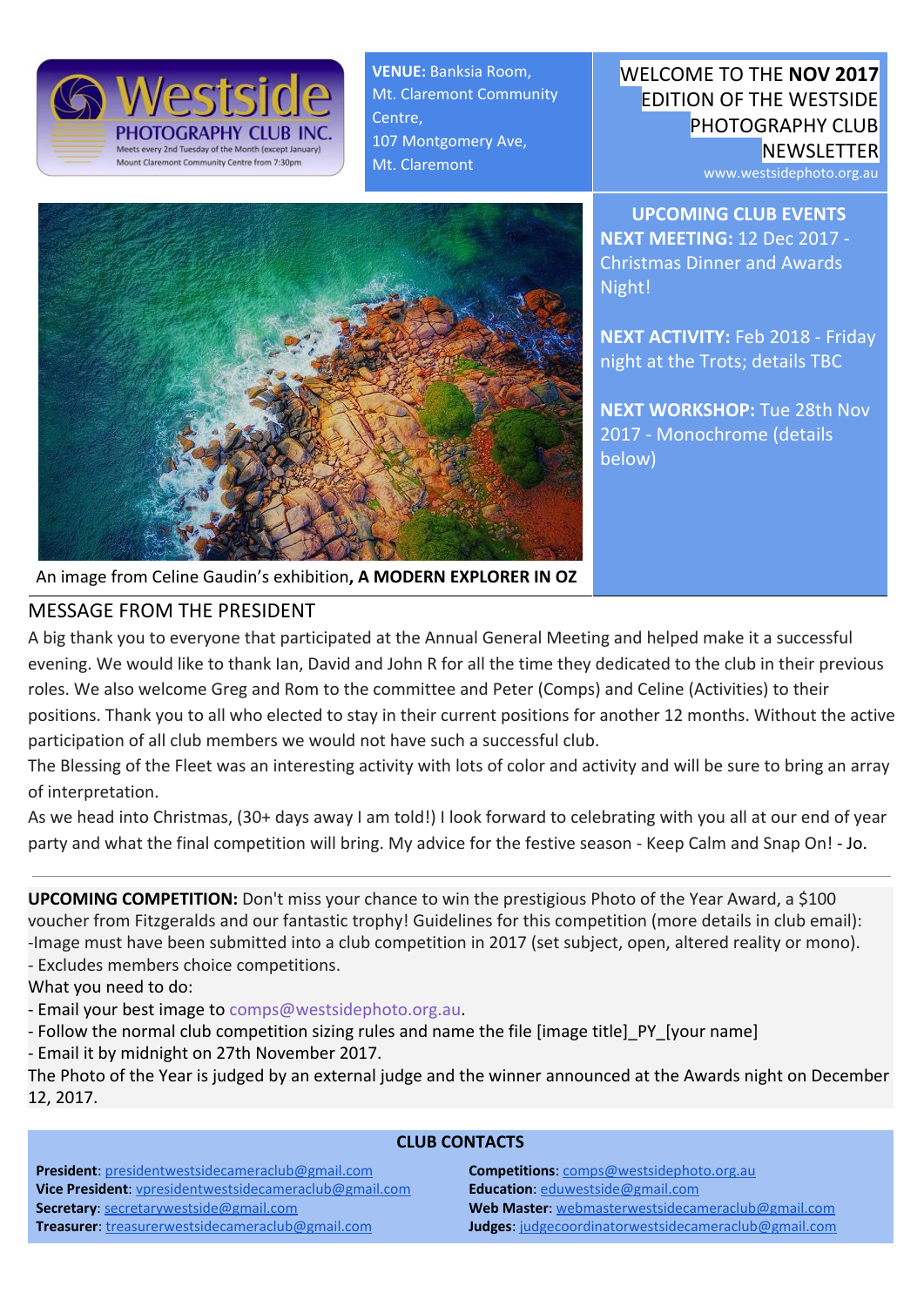Westside PHOTOGRAPHY CLUB INC.
Meets every 2nd Tuesday of the Month (except January)
Mount Claremont Community Centre from 7:30pm

**VENUE:** Banksia Room, Mt. Claremont Community Centre, 107 Montgomery Ave, Mt. Claremont

# WELCOME TO THE **NOV 2017** EDITION OF THE WESTSIDE PHOTOGRAPHY CLUB NEWSLETTER

www.westsidephoto.org.au

An image from Celine Gaudin's exhibition**, A MODERN EXPLORER IN OZ**

## UPCOMING CLUB EVENTS

**NEXT MEETING:** 12 Dec 2017 - Christmas Dinner and Awards Night!

**NEXT ACTIVITY:** Feb 2018 - Friday night at the Trots; details TBC

**NEXT WORKSHOP:** Tue 28th Nov 2017 - Monochrome (details below)

## MESSAGE FROM THE PRESIDENT

A big thank you to everyone that participated at the Annual General Meeting and helped make it a successful evening. We would like to thank Ian, David and John R for all the time they dedicated to the club in their previous roles. We also welcome Greg and Rom to the committee and Peter (Comps) and Celine (Activities) to their positions. Thank you to all who elected to stay in their current positions for another 12 months. Without the active participation of all club members we would not have such a successful club.

The Blessing of the Fleet was an interesting activity with lots of color and activity and will be sure to bring an array of interpretation.

As we head into Christmas, (30+ days away I am told!) I look forward to celebrating with you all at our end of year party and what the final competition will bring. My advice for the festive season - Keep Calm and Snap On! - Jo.

---

**UPCOMING COMPETITION:** Don't miss your chance to win the prestigious Photo of the Year Award, a $100 voucher from Fitzgeralds and our fantastic trophy! Guidelines for this competition (more details in club email):

-Image must have been submitted into a club competition in 2017 (set subject, open, altered reality or mono).

- Excludes members choice competitions.

What you need to do:

- Email your best image to comps@westsidephoto.org.au.
- Follow the normal club competition sizing rules and name the file [image title]_PY_[your name]
- Email it by midnight on 27th November 2017.

The Photo of the Year is judged by an external judge and the winner announced at the Awards night on December 12, 2017.

## CLUB CONTACTS

**President**: presidentwestsidecameraclub@gmail.com
**Vice President**: vpresidentwestsidecameraclub@gmail.com
**Secretary**: secretarywestside@gmail.com
**Treasurer**: treasurerwestsidecameraclub@gmail.com
**Competitions**: comps@westsidephoto.org.au
**Education**: eduwestside@gmail.com
**Web Master**: webmasterwestsidecameraclub@gmail.com
**Judges**: judgecoordinatorwestsidecameraclub@gmail.com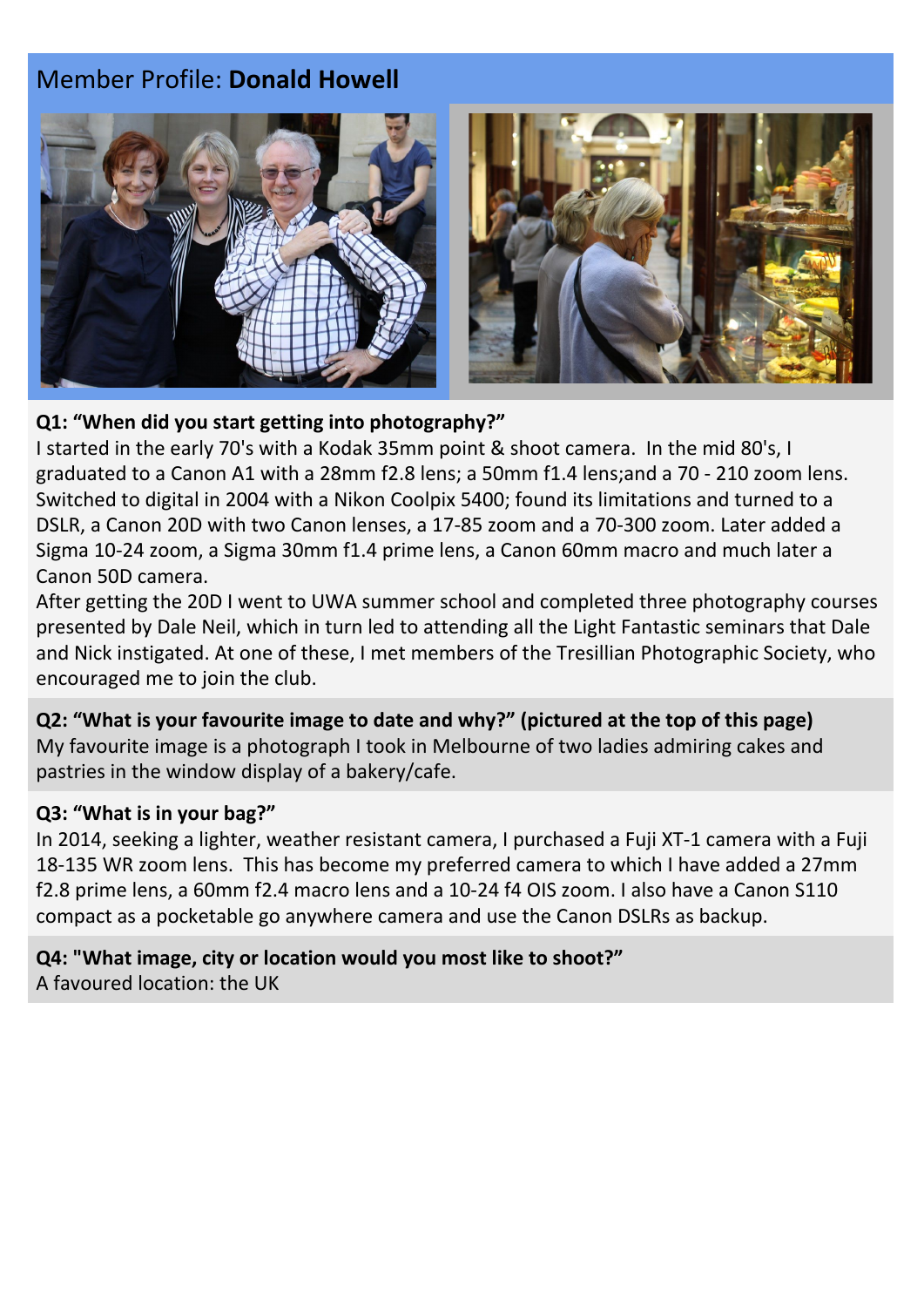# Member Profile: **Donald Howell**

**Q1: "When did you start getting into photography?"**

I started in the early 70's with a Kodak 35mm point & shoot camera. In the mid 80's, I graduated to a Canon A1 with a 28mm f2.8 lens; a 50mm f1.4 lens;and a 70 - 210 zoom lens. Switched to digital in 2004 with a Nikon Coolpix 5400; found its limitations and turned to a DSLR, a Canon 20D with two Canon lenses, a 17-85 zoom and a 70-300 zoom. Later added a Sigma 10-24 zoom, a Sigma 30mm f1.4 prime lens, a Canon 60mm macro and much later a Canon 50D camera.

After getting the 20D I went to UWA summer school and completed three photography courses presented by Dale Neil, which in turn led to attending all the Light Fantastic seminars that Dale and Nick instigated. At one of these, I met members of the Tresillian Photographic Society, who encouraged me to join the club.

**Q2: "What is your favourite image to date and why?" (pictured at the top of this page)**

My favourite image is a photograph I took in Melbourne of two ladies admiring cakes and pastries in the window display of a bakery/cafe.

**Q3: "What is in your bag?"**

In 2014, seeking a lighter, weather resistant camera, I purchased a Fuji XT-1 camera with a Fuji 18-135 WR zoom lens. This has become my preferred camera to which I have added a 27mm f2.8 prime lens, a 60mm f2.4 macro lens and a 10-24 f4 OIS zoom. I also have a Canon S110 compact as a pocketable go anywhere camera and use the Canon DSLRs as backup.

**Q4: "What image, city or location would you most like to shoot?"**

A favoured location: the UK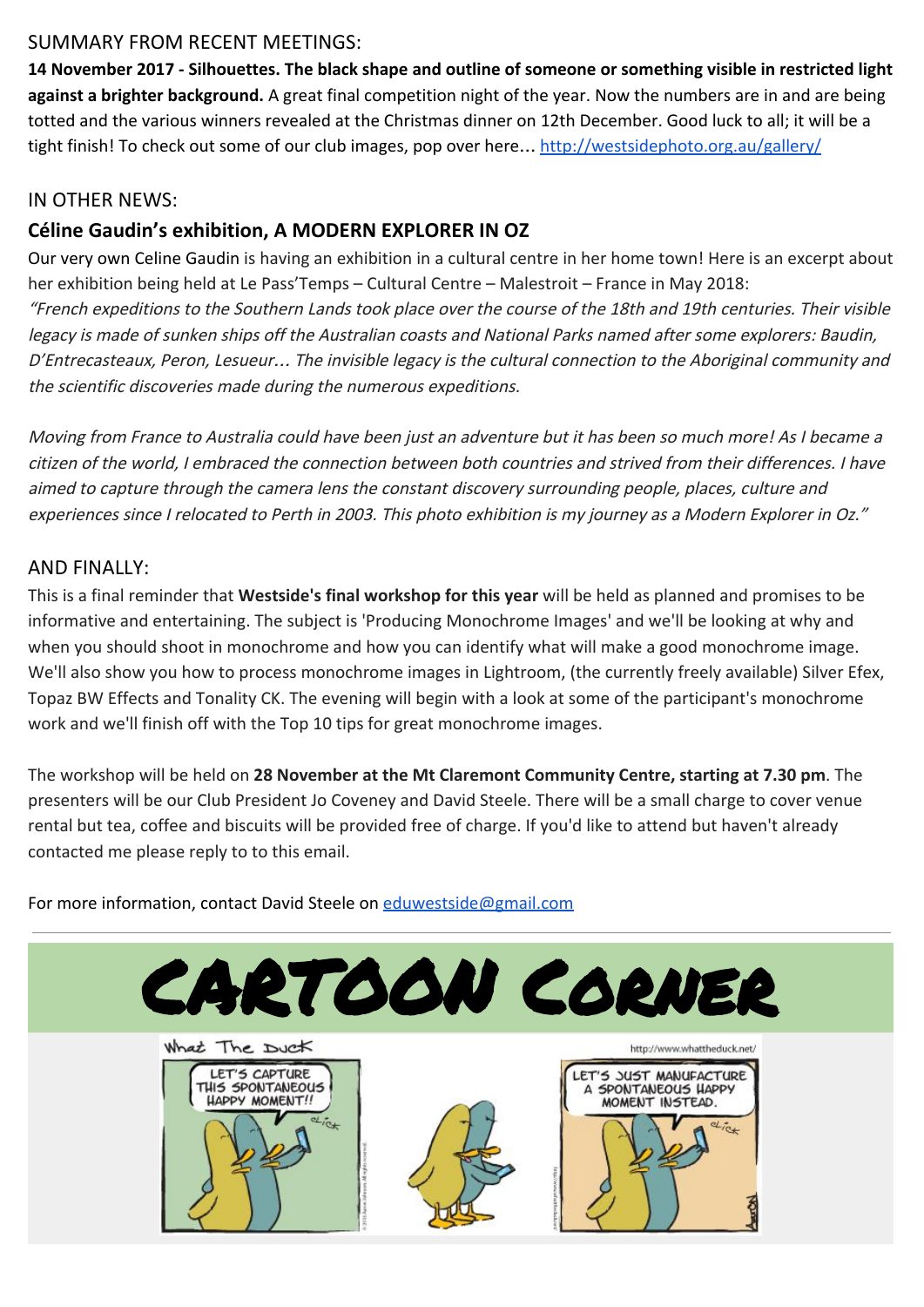SUMMARY FROM RECENT MEETINGS:

**14 November 2017 - Silhouettes. The black shape and outline of someone or something visible in restricted light against a brighter background.** A great final competition night of the year. Now the numbers are in and are being totted and the various winners revealed at the Christmas dinner on 12th December. Good luck to all; it will be a tight finish! To check out some of our club images, pop over here… http://westsidephoto.org.au/gallery/

IN OTHER NEWS:

## Céline Gaudin's exhibition, A MODERN EXPLORER IN OZ

Our very own Celine Gaudin is having an exhibition in a cultural centre in her home town! Here is an excerpt about her exhibition being held at Le Pass'Temps – Cultural Centre – Malestroit – France in May 2018:

*"French expeditions to the Southern Lands took place over the course of the 18th and 19th centuries. Their visible legacy is made of sunken ships off the Australian coasts and National Parks named after some explorers: Baudin, D'Entrecasteaux, Peron, Lesueur… The invisible legacy is the cultural connection to the Aboriginal community and the scientific discoveries made during the numerous expeditions.*

*Moving from France to Australia could have been just an adventure but it has been so much more! As I became a citizen of the world, I embraced the connection between both countries and strived from their differences. I have aimed to capture through the camera lens the constant discovery surrounding people, places, culture and experiences since I relocated to Perth in 2003. This photo exhibition is my journey as a Modern Explorer in Oz."*

AND FINALLY:

This is a final reminder that **Westside's final workshop for this year** will be held as planned and promises to be informative and entertaining. The subject is 'Producing Monochrome Images' and we'll be looking at why and when you should shoot in monochrome and how you can identify what will make a good monochrome image. We'll also show you how to process monochrome images in Lightroom, (the currently freely available) Silver Efex, Topaz BW Effects and Tonality CK. The evening will begin with a look at some of the participant's monochrome work and we'll finish off with the Top 10 tips for great monochrome images.

The workshop will be held on **28 November at the Mt Claremont Community Centre, starting at 7.30 pm**. The presenters will be our Club President Jo Coveney and David Steele. There will be a small charge to cover venue rental but tea, coffee and biscuits will be provided free of charge. If you'd like to attend but haven't already contacted me please reply to to this email.

For more information, contact David Steele on eduwestside@gmail.com

---

# CARTOON CORNER